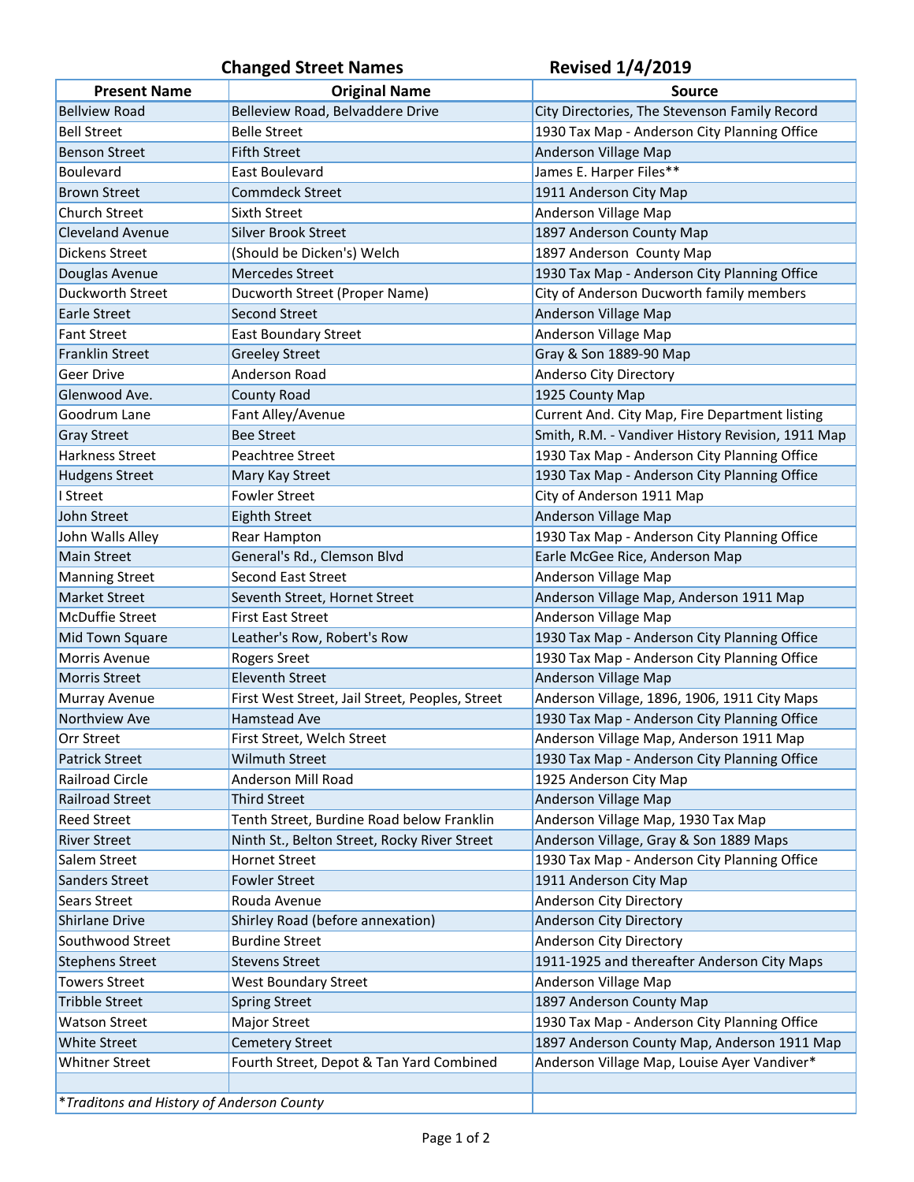## Changed Street Names — Revised 1/4/2019

| Present Name | Original Name | Source |
|---|---|---|
| Bellview Road | Belleview Road, Belvaddere Drive | City Directories, The Stevenson Family Record |
| Bell Street | Belle Street | 1930 Tax Map - Anderson City Planning Office |
| Benson Street | Fifth Street | Anderson Village Map |
| Boulevard | East Boulevard | James E. Harper Files** |
| Brown Street | Commdeck Street | 1911 Anderson City Map |
| Church Street | Sixth Street | Anderson Village Map |
| Cleveland Avenue | Silver Brook Street | 1897 Anderson County Map |
| Dickens Street | (Should be Dicken's) Welch | 1897 Anderson  County Map |
| Douglas Avenue | Mercedes Street | 1930 Tax Map - Anderson City Planning Office |
| Duckworth Street | Ducworth Street (Proper Name) | City of Anderson Ducworth family members |
| Earle Street | Second Street | Anderson Village Map |
| Fant Street | East Boundary Street | Anderson Village Map |
| Franklin Street | Greeley Street | Gray & Son 1889-90 Map |
| Geer Drive | Anderson Road | Anderso City Directory |
| Glenwood Ave. | County Road | 1925 County Map |
| Goodrum Lane | Fant Alley/Avenue | Current And. City Map, Fire Department listing |
| Gray Street | Bee Street | Smith, R.M. - Vandiver History Revision, 1911 Map |
| Harkness Street | Peachtree Street | 1930 Tax Map - Anderson City Planning Office |
| Hudgens Street | Mary Kay Street | 1930 Tax Map - Anderson City Planning Office |
| I Street | Fowler Street | City of Anderson 1911 Map |
| John Street | Eighth Street | Anderson Village Map |
| John Walls Alley | Rear Hampton | 1930 Tax Map - Anderson City Planning Office |
| Main Street | General's Rd., Clemson Blvd | Earle McGee Rice, Anderson Map |
| Manning Street | Second East Street | Anderson Village Map |
| Market Street | Seventh Street, Hornet Street | Anderson Village Map, Anderson 1911 Map |
| McDuffie Street | First East Street | Anderson Village Map |
| Mid Town Square | Leather's Row, Robert's Row | 1930 Tax Map - Anderson City Planning Office |
| Morris Avenue | Rogers Sreet | 1930 Tax Map - Anderson City Planning Office |
| Morris Street | Eleventh Street | Anderson Village Map |
| Murray Avenue | First West Street, Jail Street, Peoples, Street | Anderson Village, 1896, 1906, 1911 City Maps |
| Northview Ave | Hamstead Ave | 1930 Tax Map - Anderson City Planning Office |
| Orr Street | First Street, Welch Street | Anderson Village Map, Anderson 1911 Map |
| Patrick Street | Wilmuth Street | 1930 Tax Map - Anderson City Planning Office |
| Railroad Circle | Anderson Mill Road | 1925 Anderson City Map |
| Railroad Street | Third Street | Anderson Village Map |
| Reed Street | Tenth Street, Burdine Road below Franklin | Anderson Village Map, 1930 Tax Map |
| River Street | Ninth St., Belton Street, Rocky River Street | Anderson Village, Gray & Son 1889 Maps |
| Salem Street | Hornet Street | 1930 Tax Map - Anderson City Planning Office |
| Sanders Street | Fowler Street | 1911 Anderson City Map |
| Sears Street | Rouda Avenue | Anderson City Directory |
| Shirlane Drive | Shirley Road (before annexation) | Anderson City Directory |
| Southwood Street | Burdine Street | Anderson City Directory |
| Stephens Street | Stevens Street | 1911-1925 and thereafter Anderson City Maps |
| Towers Street | West Boundary Street | Anderson Village Map |
| Tribble Street | Spring Street | 1897 Anderson County Map |
| Watson Street | Major Street | 1930 Tax Map - Anderson City Planning Office |
| White Street | Cemetery Street | 1897 Anderson County Map, Anderson 1911 Map |
| Whitner Street | Fourth Street, Depot & Tan Yard Combined | Anderson Village Map, Louise Ayer Vandiver* |
| | | |

*Traditons and History of Anderson County*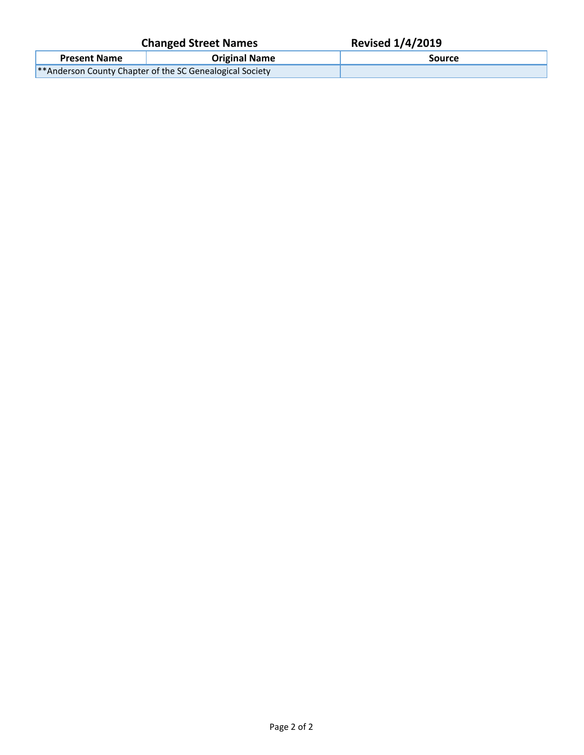**Changed Street Names** **Revised 1/4/2019**

| Present Name | Original Name | Source |
|---|---|---|
| **Anderson County Chapter of the SC Genealogical Society | | |